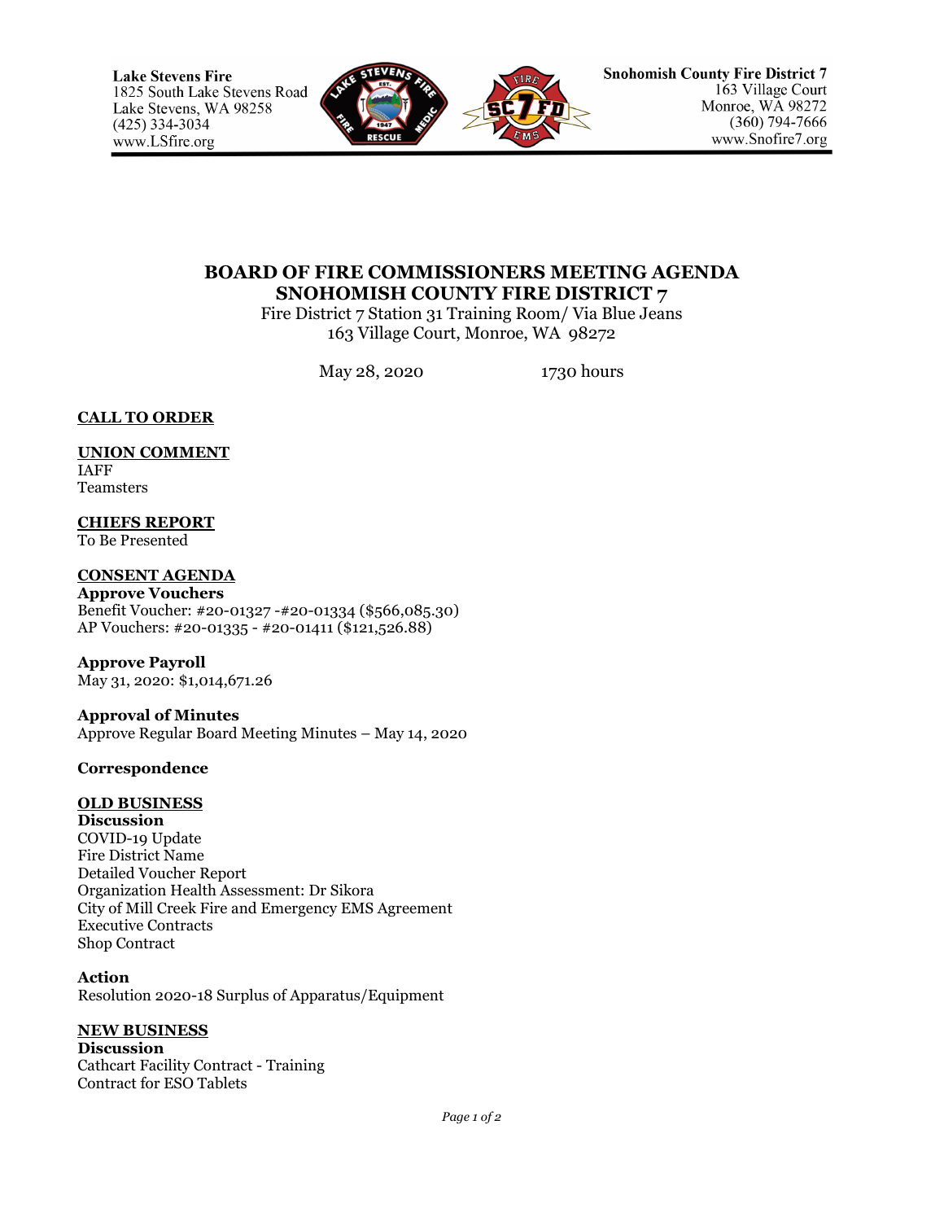Lake Stevens Fire
1825 South Lake Stevens Road
Lake Stevens, WA 98258
(425) 334-3034
www.LSfire.org

Snohomish County Fire District 7
163 Village Court
Monroe, WA 98272
(360) 794-7666
www.Snofire7.org

# BOARD OF FIRE COMMISSIONERS MEETING AGENDA
# SNOHOMISH COUNTY FIRE DISTRICT 7

Fire District 7 Station 31 Training Room/ Via Blue Jeans
163 Village Court, Monroe, WA 98272

May 28, 2020 1730 hours

## CALL TO ORDER

## UNION COMMENT

IAFF
Teamsters

## CHIEFS REPORT

To Be Presented

## CONSENT AGENDA

**Approve Vouchers**

Benefit Voucher: #20-01327 -#20-01334 ($566,085.30)
AP Vouchers: #20-01335 - #20-01411 ($121,526.88)

**Approve Payroll**

May 31, 2020: $1,014,671.26

**Approval of Minutes**

Approve Regular Board Meeting Minutes – May 14, 2020

**Correspondence**

## OLD BUSINESS

**Discussion**

COVID-19 Update
Fire District Name
Detailed Voucher Report
Organization Health Assessment: Dr Sikora
City of Mill Creek Fire and Emergency EMS Agreement
Executive Contracts
Shop Contract

**Action**

Resolution 2020-18 Surplus of Apparatus/Equipment

## NEW BUSINESS

**Discussion**

Cathcart Facility Contract - Training
Contract for ESO Tablets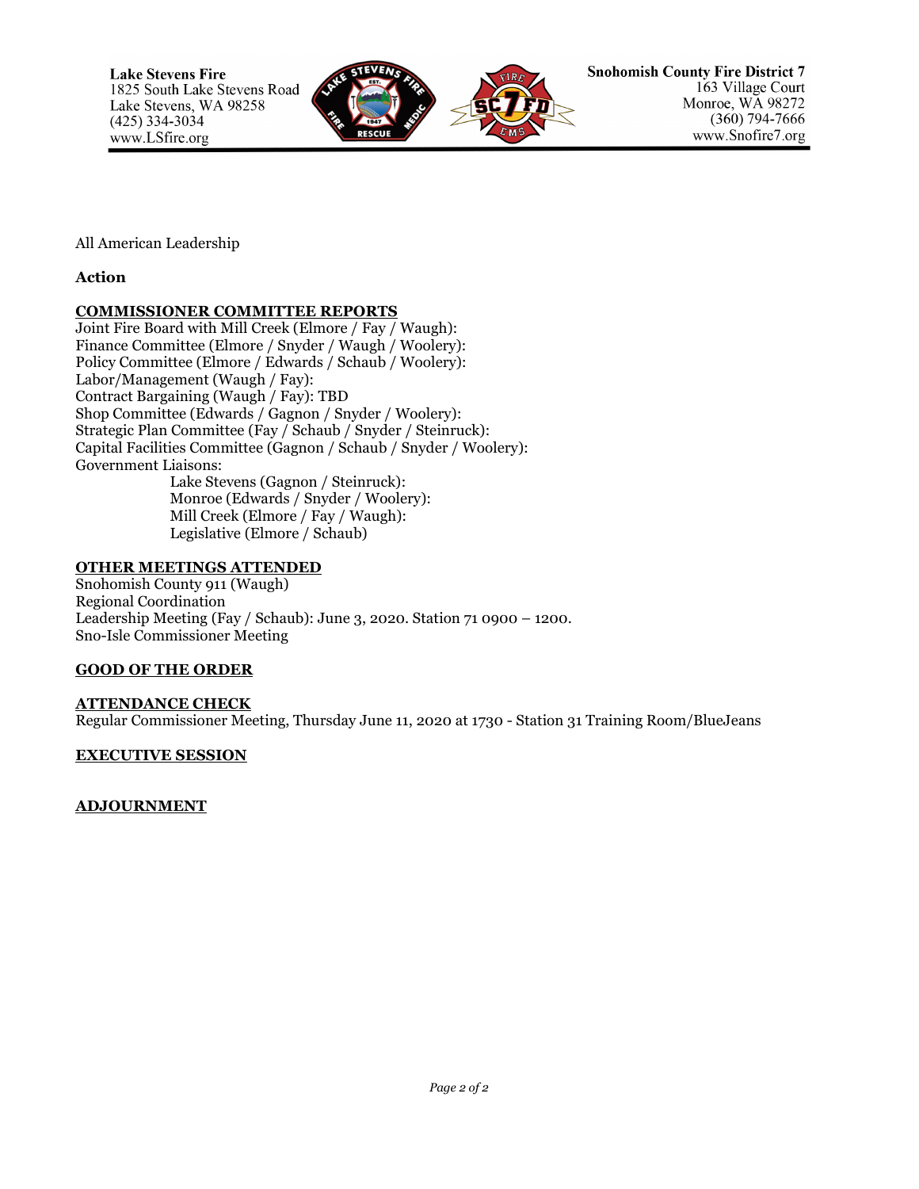All American Leadership

**Action**

## COMMISSIONER COMMITTEE REPORTS

Joint Fire Board with Mill Creek (Elmore / Fay / Waugh):
Finance Committee (Elmore / Snyder / Waugh / Woolery):
Policy Committee (Elmore / Edwards / Schaub / Woolery):
Labor/Management (Waugh / Fay):
Contract Bargaining (Waugh / Fay): TBD
Shop Committee (Edwards / Gagnon / Snyder / Woolery):
Strategic Plan Committee (Fay / Schaub / Snyder / Steinruck):
Capital Facilities Committee (Gagnon / Schaub / Snyder / Woolery):
Government Liaisons:

- Lake Stevens (Gagnon / Steinruck):
- Monroe (Edwards / Snyder / Woolery):
- Mill Creek (Elmore / Fay / Waugh):
- Legislative (Elmore / Schaub)

## OTHER MEETINGS ATTENDED

Snohomish County 911 (Waugh)
Regional Coordination
Leadership Meeting (Fay / Schaub): June 3, 2020. Station 71 0900 – 1200.
Sno-Isle Commissioner Meeting

## GOOD OF THE ORDER

## ATTENDANCE CHECK

Regular Commissioner Meeting, Thursday June 11, 2020 at 1730 - Station 31 Training Room/BlueJeans

## EXECUTIVE SESSION

## ADJOURNMENT